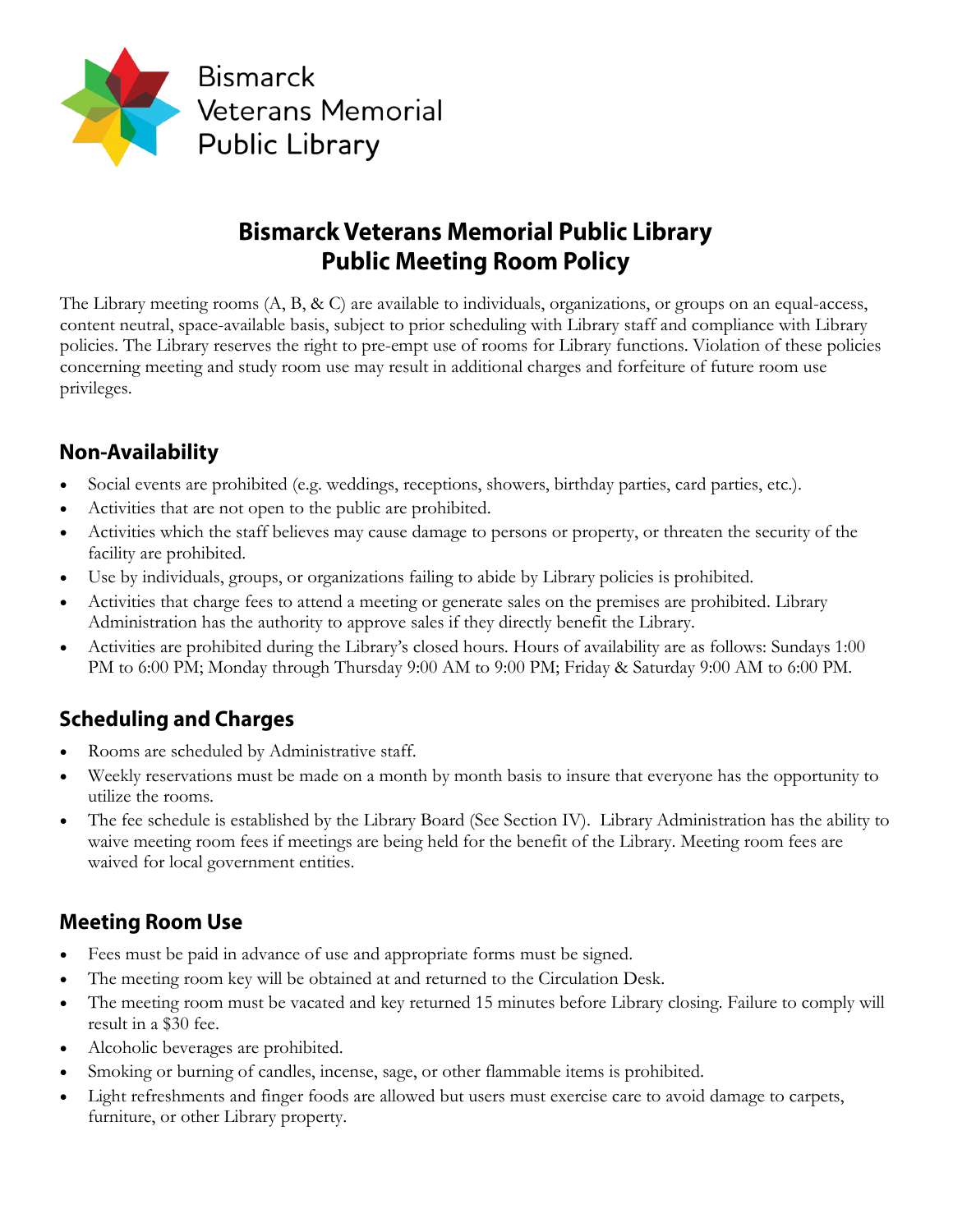Bismarck
Veterans Memorial
Public Library

# Bismarck Veterans Memorial Public Library
# Public Meeting Room Policy

The Library meeting rooms (A, B, & C) are available to individuals, organizations, or groups on an equal-access, content neutral, space-available basis, subject to prior scheduling with Library staff and compliance with Library policies. The Library reserves the right to pre-empt use of rooms for Library functions. Violation of these policies concerning meeting and study room use may result in additional charges and forfeiture of future room use privileges.

## Non-Availability

- Social events are prohibited (e.g. weddings, receptions, showers, birthday parties, card parties, etc.).
- Activities that are not open to the public are prohibited.
- Activities which the staff believes may cause damage to persons or property, or threaten the security of the facility are prohibited.
- Use by individuals, groups, or organizations failing to abide by Library policies is prohibited.
- Activities that charge fees to attend a meeting or generate sales on the premises are prohibited. Library Administration has the authority to approve sales if they directly benefit the Library.
- Activities are prohibited during the Library's closed hours. Hours of availability are as follows: Sundays 1:00 PM to 6:00 PM; Monday through Thursday 9:00 AM to 9:00 PM; Friday & Saturday 9:00 AM to 6:00 PM.

## Scheduling and Charges

- Rooms are scheduled by Administrative staff.
- Weekly reservations must be made on a month by month basis to insure that everyone has the opportunity to utilize the rooms.
- The fee schedule is established by the Library Board (See Section IV). Library Administration has the ability to waive meeting room fees if meetings are being held for the benefit of the Library. Meeting room fees are waived for local government entities.

## Meeting Room Use

- Fees must be paid in advance of use and appropriate forms must be signed.
- The meeting room key will be obtained at and returned to the Circulation Desk.
- The meeting room must be vacated and key returned 15 minutes before Library closing. Failure to comply will result in a $30 fee.
- Alcoholic beverages are prohibited.
- Smoking or burning of candles, incense, sage, or other flammable items is prohibited.
- Light refreshments and finger foods are allowed but users must exercise care to avoid damage to carpets, furniture, or other Library property.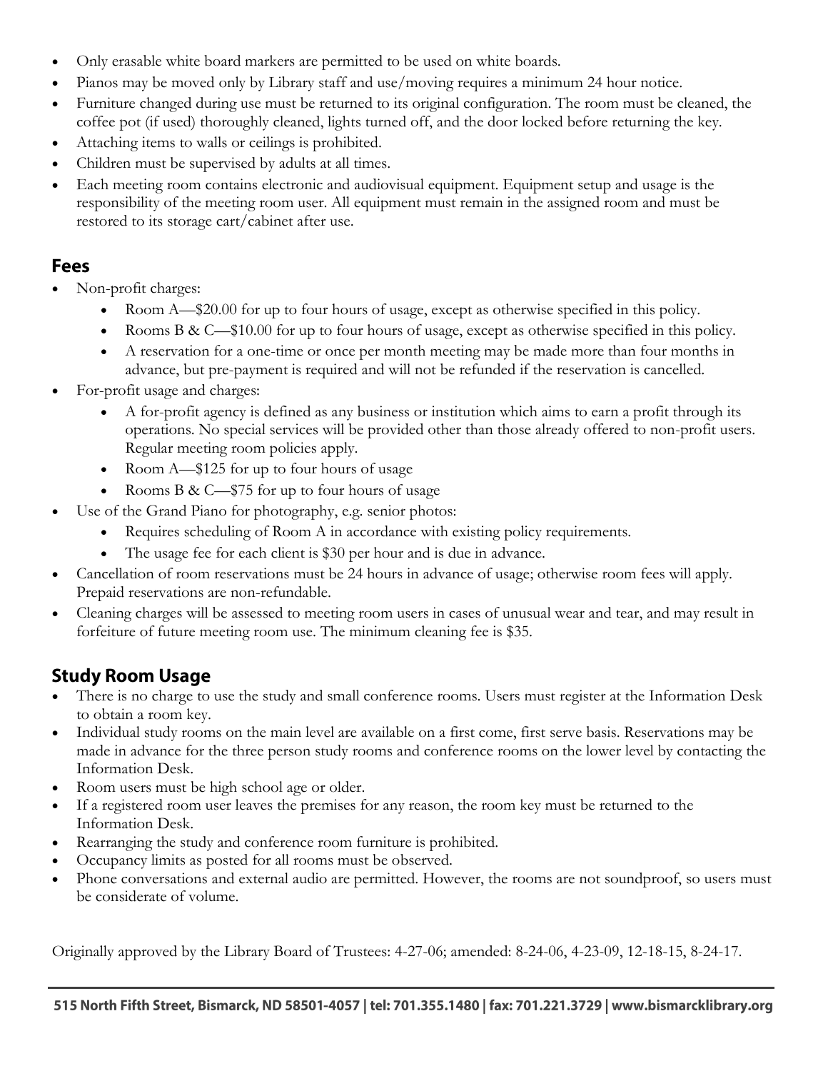- Only erasable white board markers are permitted to be used on white boards.
- Pianos may be moved only by Library staff and use/moving requires a minimum 24 hour notice.
- Furniture changed during use must be returned to its original configuration. The room must be cleaned, the coffee pot (if used) thoroughly cleaned, lights turned off, and the door locked before returning the key.
- Attaching items to walls or ceilings is prohibited.
- Children must be supervised by adults at all times.
- Each meeting room contains electronic and audiovisual equipment. Equipment setup and usage is the responsibility of the meeting room user. All equipment must remain in the assigned room and must be restored to its storage cart/cabinet after use.

## Fees

- Non-profit charges:
  - Room A—$20.00 for up to four hours of usage, except as otherwise specified in this policy.
  - Rooms B & C—$10.00 for up to four hours of usage, except as otherwise specified in this policy.
  - A reservation for a one-time or once per month meeting may be made more than four months in advance, but pre-payment is required and will not be refunded if the reservation is cancelled.
- For-profit usage and charges:
  - A for-profit agency is defined as any business or institution which aims to earn a profit through its operations. No special services will be provided other than those already offered to non-profit users. Regular meeting room policies apply.
  - Room A—$125 for up to four hours of usage
  - Rooms B & C—$75 for up to four hours of usage
- Use of the Grand Piano for photography, e.g. senior photos:
  - Requires scheduling of Room A in accordance with existing policy requirements.
  - The usage fee for each client is $30 per hour and is due in advance.
- Cancellation of room reservations must be 24 hours in advance of usage; otherwise room fees will apply. Prepaid reservations are non-refundable.
- Cleaning charges will be assessed to meeting room users in cases of unusual wear and tear, and may result in forfeiture of future meeting room use. The minimum cleaning fee is $35.

## Study Room Usage

- There is no charge to use the study and small conference rooms. Users must register at the Information Desk to obtain a room key.
- Individual study rooms on the main level are available on a first come, first serve basis. Reservations may be made in advance for the three person study rooms and conference rooms on the lower level by contacting the Information Desk.
- Room users must be high school age or older.
- If a registered room user leaves the premises for any reason, the room key must be returned to the Information Desk.
- Rearranging the study and conference room furniture is prohibited.
- Occupancy limits as posted for all rooms must be observed.
- Phone conversations and external audio are permitted. However, the rooms are not soundproof, so users must be considerate of volume.

Originally approved by the Library Board of Trustees: 4-27-06; amended: 8-24-06, 4-23-09, 12-18-15, 8-24-17.

**515 North Fifth Street, Bismarck, ND 58501-4057 | tel: 701.355.1480 | fax: 701.221.3729 | www.bismarcklibrary.org**